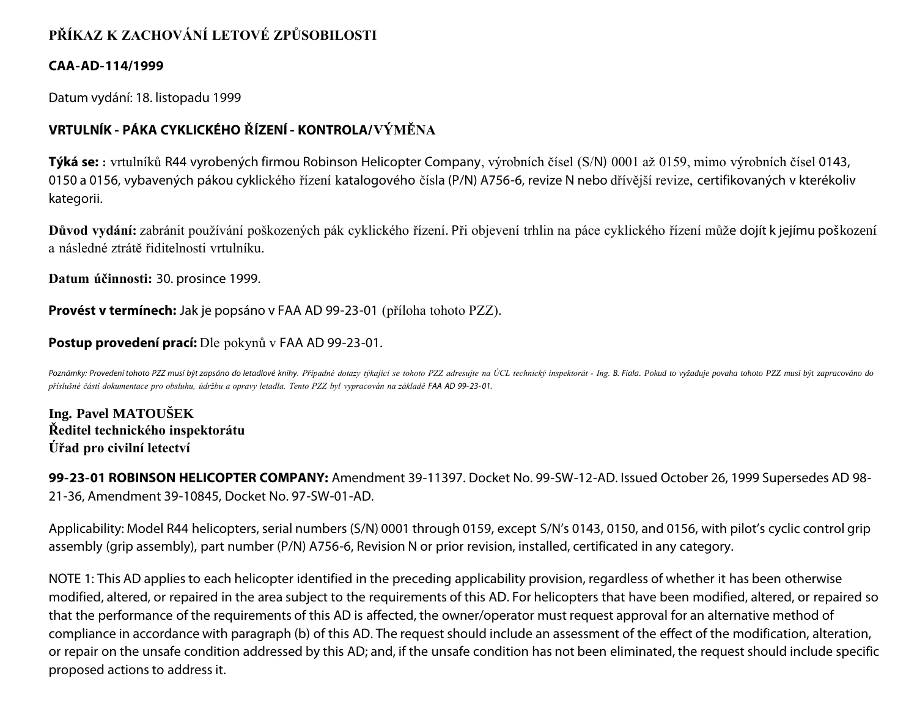**PŘÍKAZ K ZACHOVÁNÍ LETOVÉ ZPŮSOBILOSTI**

**CAA-AD-114/1999**

Datum vydání: 18. listopadu 1999

**VRTULNÍK - PÁKA CYKLICKÉHO ŘÍZENÍ - KONTROLA/VÝMĚNA**

**Týká se: :** vrtulníků R44 vyrobených firmou Robinson Helicopter Company, výrobních čísel (S/N) 0001 až 0159, mimo výrobních čísel 0143, 0150 a 0156, vybavených pákou cyklického řízení katalogového čísla (P/N) A756-6, revize N nebo dřívější revize, certifikovaných v kterékoliv kategorii.

**Důvod vydání:** zabránit používání poškozených pák cyklického řízení. Při objevení trhlin na páce cyklického řízení může dojít k jejímu poškození a následné ztrátě řiditelnosti vrtulníku.

**Datum účinnosti:** 30. prosince 1999.

**Provést v termínech:** Jak je popsáno v FAA AD 99-23-01 (příloha tohoto PZZ).

**Postup provedení prací:** Dle pokynů v FAA AD 99-23-01.

*Poznámky: Provedení tohoto PZZ musí být zapsáno do letadlové knihy. Případné dotazy týkající se tohoto PZZ adresujte na ÚCL technický inspektorát - Ing. B. Fiala. Pokud to vyžaduje povaha tohoto PZZ musí být zapracováno do příslušné části dokumentace pro obsluhu, údržbu a opravy letadla. Tento PZZ byl vypracován na základě FAA AD 99-23-01.*

**Ing. Pavel MATOUŠEK**
**Ředitel technického inspektorátu**
**Úřad pro civilní letectví**

**99-23-01 ROBINSON HELICOPTER COMPANY:** Amendment 39-11397. Docket No. 99-SW-12-AD. Issued October 26, 1999 Supersedes AD 98-21-36, Amendment 39-10845, Docket No. 97-SW-01-AD.

Applicability: Model R44 helicopters, serial numbers (S/N) 0001 through 0159, except S/N's 0143, 0150, and 0156, with pilot's cyclic control grip assembly (grip assembly), part number (P/N) A756-6, Revision N or prior revision, installed, certificated in any category.

NOTE 1: This AD applies to each helicopter identified in the preceding applicability provision, regardless of whether it has been otherwise modified, altered, or repaired in the area subject to the requirements of this AD. For helicopters that have been modified, altered, or repaired so that the performance of the requirements of this AD is affected, the owner/operator must request approval for an alternative method of compliance in accordance with paragraph (b) of this AD. The request should include an assessment of the effect of the modification, alteration, or repair on the unsafe condition addressed by this AD; and, if the unsafe condition has not been eliminated, the request should include specific proposed actions to address it.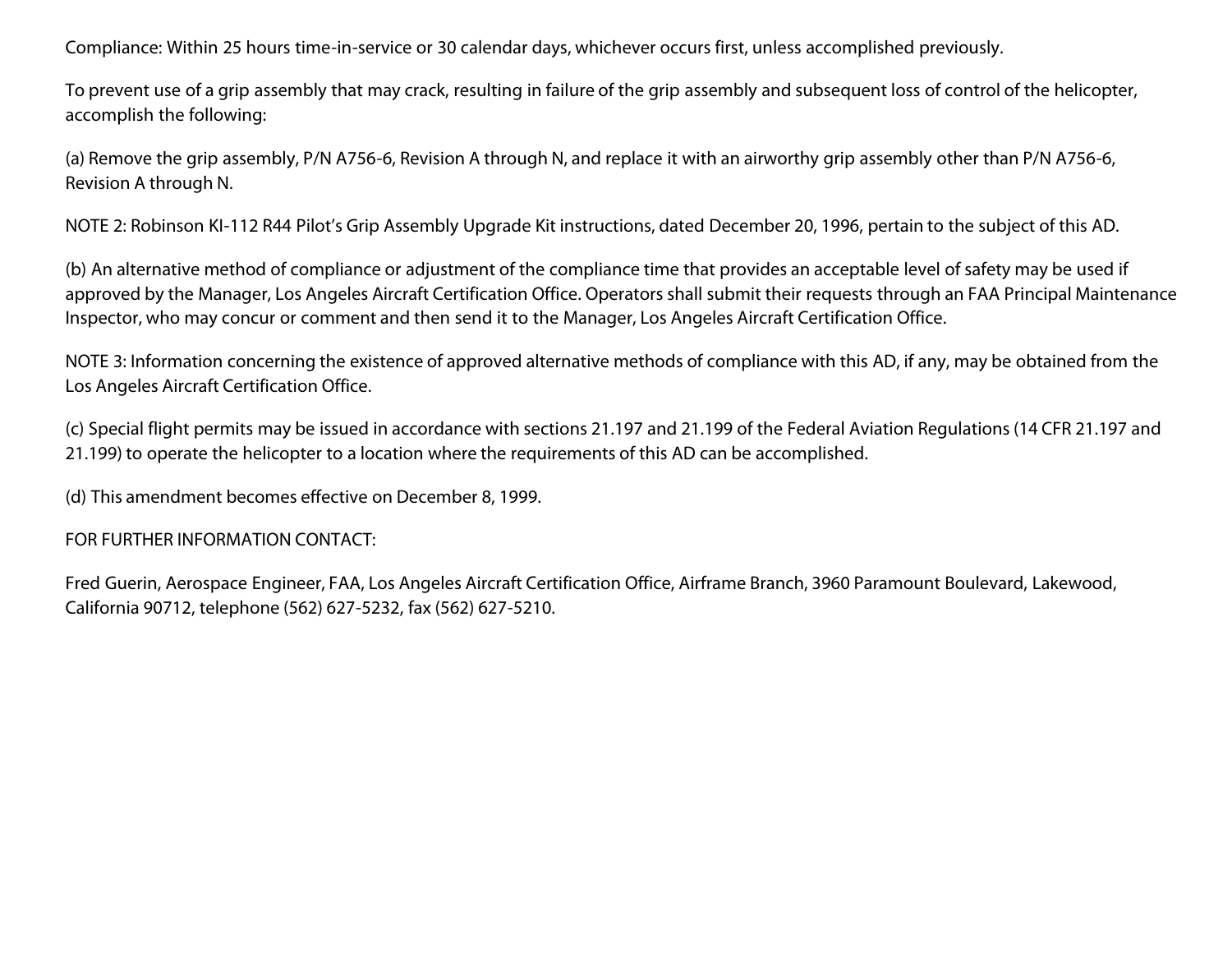Compliance: Within 25 hours time-in-service or 30 calendar days, whichever occurs first, unless accomplished previously.

To prevent use of a grip assembly that may crack, resulting in failure of the grip assembly and subsequent loss of control of the helicopter, accomplish the following:

(a) Remove the grip assembly, P/N A756-6, Revision A through N, and replace it with an airworthy grip assembly other than P/N A756-6, Revision A through N.

NOTE 2: Robinson KI-112 R44 Pilot's Grip Assembly Upgrade Kit instructions, dated December 20, 1996, pertain to the subject of this AD.

(b) An alternative method of compliance or adjustment of the compliance time that provides an acceptable level of safety may be used if approved by the Manager, Los Angeles Aircraft Certification Office. Operators shall submit their requests through an FAA Principal Maintenance Inspector, who may concur or comment and then send it to the Manager, Los Angeles Aircraft Certification Office.

NOTE 3: Information concerning the existence of approved alternative methods of compliance with this AD, if any, may be obtained from the Los Angeles Aircraft Certification Office.

(c) Special flight permits may be issued in accordance with sections 21.197 and 21.199 of the Federal Aviation Regulations (14 CFR 21.197 and 21.199) to operate the helicopter to a location where the requirements of this AD can be accomplished.

(d) This amendment becomes effective on December 8, 1999.

FOR FURTHER INFORMATION CONTACT:

Fred Guerin, Aerospace Engineer, FAA, Los Angeles Aircraft Certification Office, Airframe Branch, 3960 Paramount Boulevard, Lakewood, California 90712, telephone (562) 627-5232, fax (562) 627-5210.